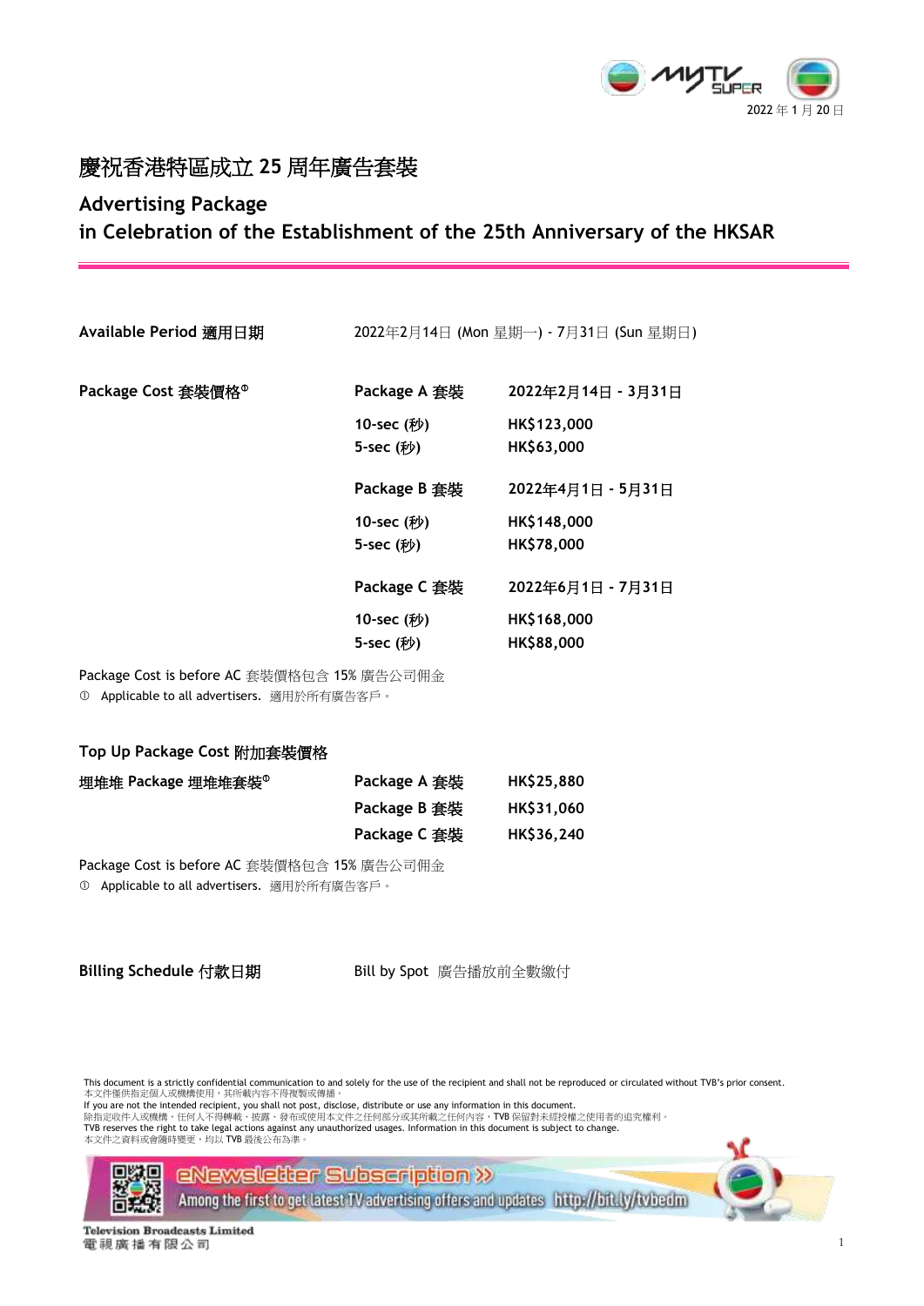2022 年 1 月 20 日

# 慶祝香港特區成立 25 周年廣告套裝

## Advertising Package
## in Celebration of the Establishment of the 25th Anniversary of the HKSAR

| | | |
|---|---|---|
| **Available Period 適用日期** | 2022年2月14日 (Mon 星期一) - 7月31日 (Sun 星期日) | |
| **Package Cost 套裝價格**[①] | **Package A 套裝** | **2022年2月14日 - 3月31日** |
| | **10-sec (秒)** | **HK$123,000** |
| | **5-sec (秒)** | **HK$63,000** |
| | **Package B 套裝** | **2022年4月1日 - 5月31日** |
| | **10-sec (秒)** | **HK$148,000** |
| | **5-sec (秒)** | **HK$78,000** |
| | **Package C 套裝** | **2022年6月1日 - 7月31日** |
| | **10-sec (秒)** | **HK$168,000** |
| | **5-sec (秒)** | **HK$88,000** |

Package Cost is before AC 套裝價格包含 15% 廣告公司佣金

① Applicable to all advertisers. 適用於所有廣告客戶。

### Top Up Package Cost 附加套裝價格

| | | |
|---|---|---|
| **埋堆堆 Package 埋堆堆套裝**[①] | **Package A 套裝** | **HK$25,880** |
| | **Package B 套裝** | **HK$31,060** |
| | **Package C 套裝** | **HK$36,240** |

Package Cost is before AC 套裝價格包含 15% 廣告公司佣金

① Applicable to all advertisers. 適用於所有廣告客戶。

**Billing Schedule 付款日期** Bill by Spot 廣告播放前全數繳付

This document is a strictly confidential communication to and solely for the use of the recipient and shall not be reproduced or circulated without TVB's prior consent.
本文件僅供指定個人或機構使用，其所載內容不得複製或傳播。
If you are not the intended recipient, you shall not post, disclose, distribute or use any information in this document.
除指定收件人或機構，任何人不得轉載、披露、發布或使用本文件之任何部分或其所載之任何內容，TVB 保留對未經授權之使用者的追究權利。
TVB reserves the right to take legal actions against any unauthorized usages. Information in this document is subject to change.
本文件之資料或會隨時變更，均以 TVB 最後公布為準。

eNewsletter Subscription >> Among the first to get latest TV advertising offers and updates http://bit.ly/tvbedm

Television Broadcasts Limited
電視廣播有限公司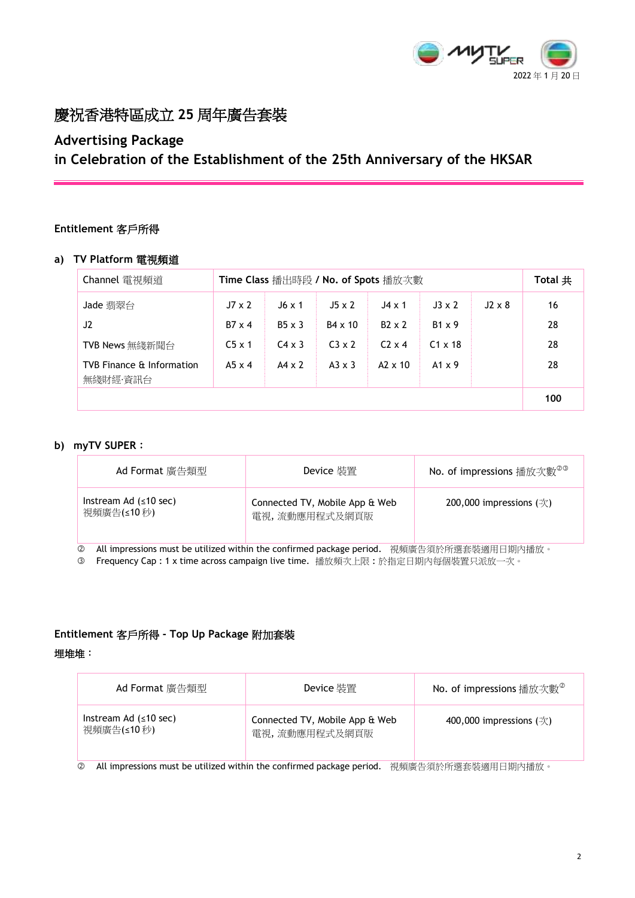2022 年 1 月 20 日

# 慶祝香港特區成立 25 周年廣告套裝

## Advertising Package
## in Celebration of the Establishment of the 25th Anniversary of the HKSAR

**Entitlement 客戶所得**

**a) TV Platform 電視頻道**

| Channel 電視頻道 | **Time Class** 播出時段 **/ No. of Spots** 播放次數 | | | | | | **Total** 共 |
|---|---|---|---|---|---|---|---|
| Jade 翡翠台 | J7 x 2 | J6 x 1 | J5 x 2 | J4 x 1 | J3 x 2 | J2 x 8 | 16 |
| J2 | B7 x 4 | B5 x 3 | B4 x 10 | B2 x 2 | B1 x 9 | | 28 |
| TVB News 無綫新聞台 | C5 x 1 | C4 x 3 | C3 x 2 | C2 x 4 | C1 x 18 | | 28 |
| TVB Finance & Information 無綫財經‧資訊台 | A5 x 4 | A4 x 2 | A3 x 3 | A2 x 10 | A1 x 9 | | 28 |
| | | | | | | | **100** |

**b) myTV SUPER：**

| Ad Format 廣告類型 | Device 裝置 | No. of impressions 播放次數②③ |
|---|---|---|
| Instream Ad (≤10 sec) 視頻廣告(≤10 秒) | Connected TV, Mobile App & Web 電視, 流動應用程式及網頁版 | 200,000 impressions (次) |

② All impressions must be utilized within the confirmed package period. 視頻廣告須於所選套裝適用日期內播放。
③ Frequency Cap : 1 x time across campaign live time. 播放頻次上限：於指定日期內每個裝置只派放一次。

**Entitlement 客戶所得 - Top Up Package 附加套裝**

**埋堆堆：**

| Ad Format 廣告類型 | Device 裝置 | No. of impressions 播放次數② |
|---|---|---|
| Instream Ad (≤10 sec) 視頻廣告(≤10 秒) | Connected TV, Mobile App & Web 電視, 流動應用程式及網頁版 | 400,000 impressions (次) |

② All impressions must be utilized within the confirmed package period. 視頻廣告須於所選套裝適用日期內播放。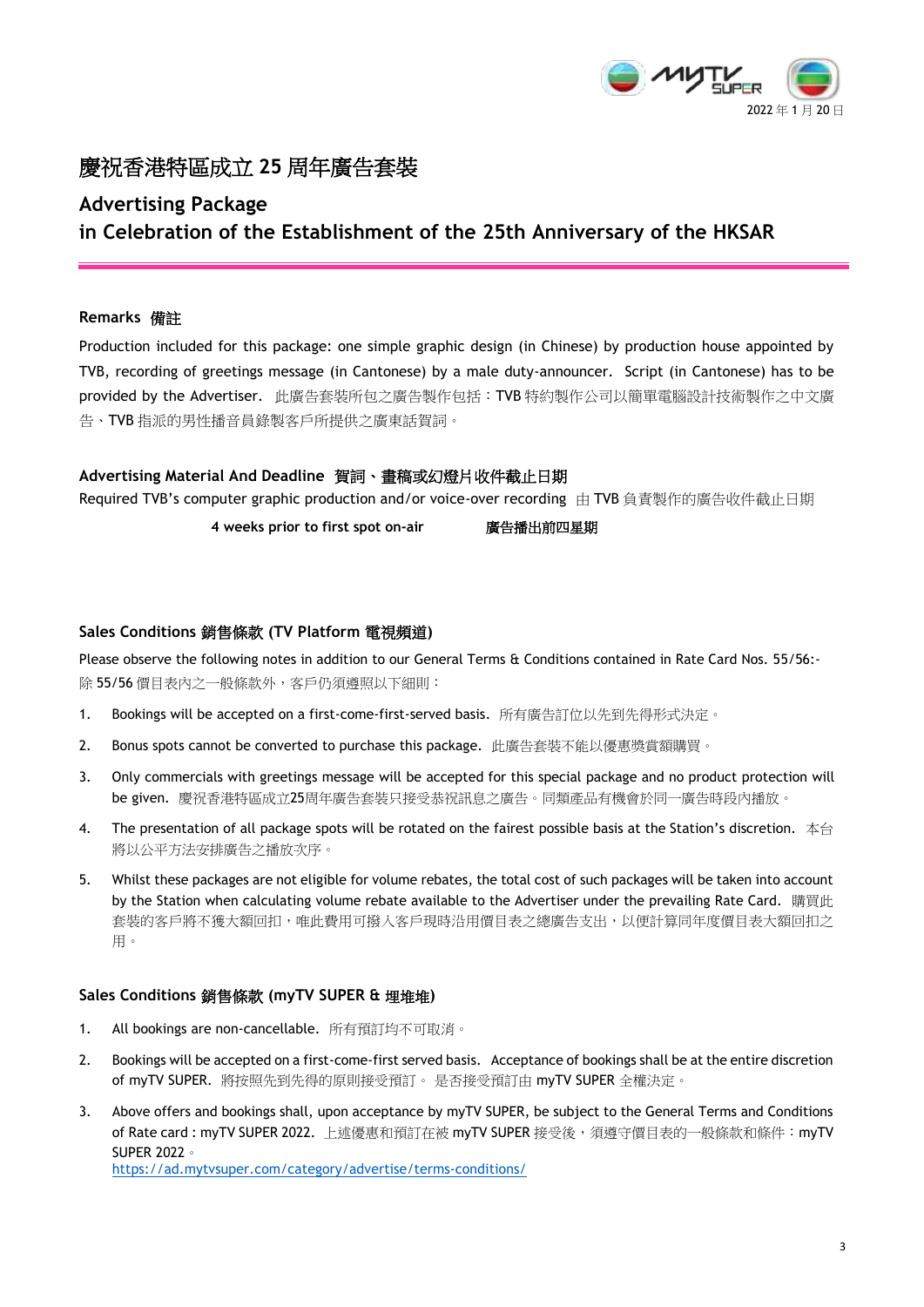2022 年 1 月 20 日

# 慶祝香港特區成立 25 周年廣告套裝

## Advertising Package
## in Celebration of the Establishment of the 25th Anniversary of the HKSAR

### Remarks 備註

Production included for this package: one simple graphic design (in Chinese) by production house appointed by TVB, recording of greetings message (in Cantonese) by a male duty-announcer. Script (in Cantonese) has to be provided by the Advertiser. 此廣告套裝所包之廣告製作包括：TVB 特約製作公司以簡單電腦設計技術製作之中文廣告、TVB 指派的男性播音員錄製客戶所提供之廣東話賀詞。

### Advertising Material And Deadline 賀詞、畫稿或幻燈片收件截止日期

Required TVB's computer graphic production and/or voice-over recording 由 TVB 負責製作的廣告收件截止日期

**4 weeks prior to first spot on-air 廣告播出前四星期**

### Sales Conditions 銷售條款 (TV Platform 電視頻道)

Please observe the following notes in addition to our General Terms & Conditions contained in Rate Card Nos. 55/56:-
除 55/56 價目表內之一般條款外，客戶仍須遵照以下細則：

1. Bookings will be accepted on a first-come-first-served basis. 所有廣告訂位以先到先得形式決定。
2. Bonus spots cannot be converted to purchase this package. 此廣告套裝不能以優惠獎賞額購買。
3. Only commercials with greetings message will be accepted for this special package and no product protection will be given. 慶祝香港特區成立25周年廣告套裝只接受恭祝訊息之廣告。同類產品有機會於同一廣告時段內播放。
4. The presentation of all package spots will be rotated on the fairest possible basis at the Station's discretion. 本台將以公平方法安排廣告之播放次序。
5. Whilst these packages are not eligible for volume rebates, the total cost of such packages will be taken into account by the Station when calculating volume rebate available to the Advertiser under the prevailing Rate Card. 購買此套裝的客戶將不獲大額回扣，唯此費用可撥入客戶現時沿用價目表之總廣告支出，以便計算同年度價目表大額回扣之用。

### Sales Conditions 銷售條款 (myTV SUPER & 埋堆堆)

1. All bookings are non-cancellable. 所有預訂均不可取消。
2. Bookings will be accepted on a first-come-first served basis. Acceptance of bookings shall be at the entire discretion of myTV SUPER. 將按照先到先得的原則接受預訂。 是否接受預訂由 myTV SUPER 全權決定。
3. Above offers and bookings shall, upon acceptance by myTV SUPER, be subject to the General Terms and Conditions of Rate card : myTV SUPER 2022. 上述優惠和預訂在被 myTV SUPER 接受後，須遵守價目表的一般條款和條件：myTV SUPER 2022。
https://ad.mytvsuper.com/category/advertise/terms-conditions/